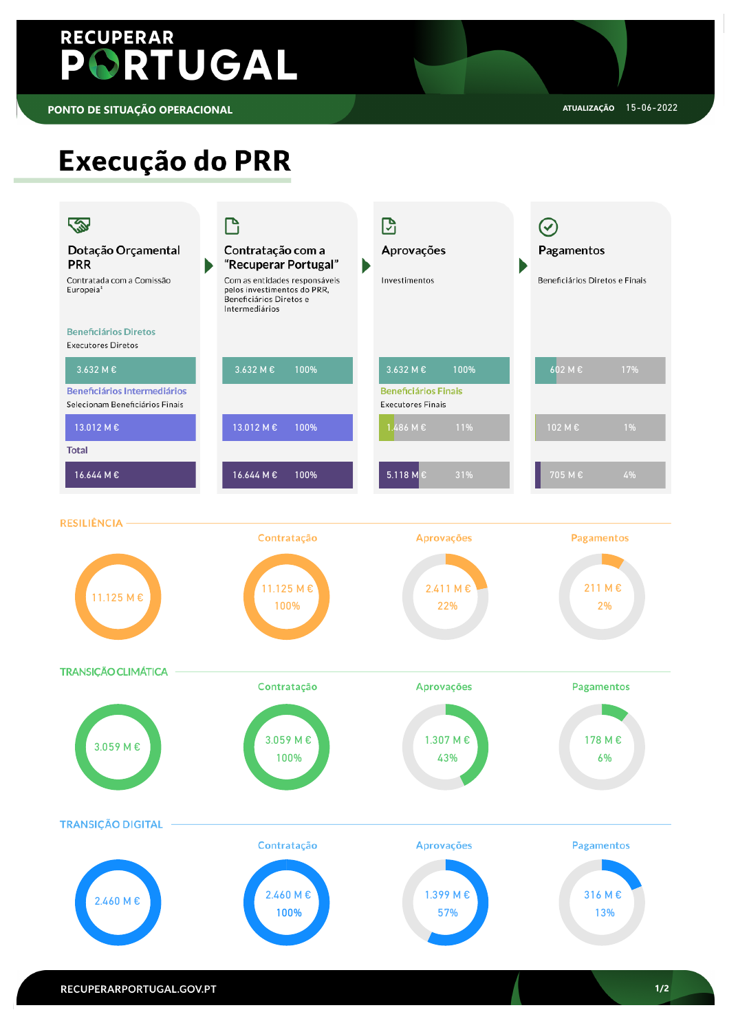RECUPERAR PORTUGAL

PONTO DE SITUAÇÃO OPERACIONAL — ATUALIZAÇÃO 15-06-2022

# Execução do PRR

| | Dotação Orçamental PRR | Contratação com a "Recuperar Portugal" | Aprovações | Pagamentos |
|---|---|---|---|---|
| | Contratada com a Comissão Europeia[1] | Com as entidades responsáveis pelos investimentos do PRR, Beneficiários Diretos e Intermediários | Investimentos | Beneficiários Diretos e Finais |
| **Beneficiários Diretos** (Executores Diretos) | 3.632 M € | 3.632 M € (100%) | 3.632 M € (100%) | 602 M € (17%) |
| **Beneficiários Intermediários** (Selecionam Beneficiários Finais) / **Beneficiários Finais** (Executores Finais) | 13.012 M € | 13.012 M € (100%) | 1.486 M € (11%) | 102 M € (1%) |
| **Total** | 16.644 M € | 16.644 M € (100%) | 5.118 M € (31%) | 705 M € (4%) |

## RESILIÊNCIA

| Dotação | Contratação | Aprovações | Pagamentos |
|---|---|---|---|
| 11.125 M € | 11.125 M € (100%) | 2.411 M € (22%) | 211 M € (2%) |

## TRANSIÇÃO CLIMÁTICA

| Dotação | Contratação | Aprovações | Pagamentos |
|---|---|---|---|
| 3.059 M € | 3.059 M € (100%) | 1.307 M € (43%) | 178 M € (6%) |

## TRANSIÇÃO DIGITAL

| Dotação | Contratação | Aprovações | Pagamentos |
|---|---|---|---|
| 2.460 M € | 2.460 M € (100%) | 1.399 M € (57%) | 316 M € (13%) |

RECUPERARPORTUGAL.GOV.PT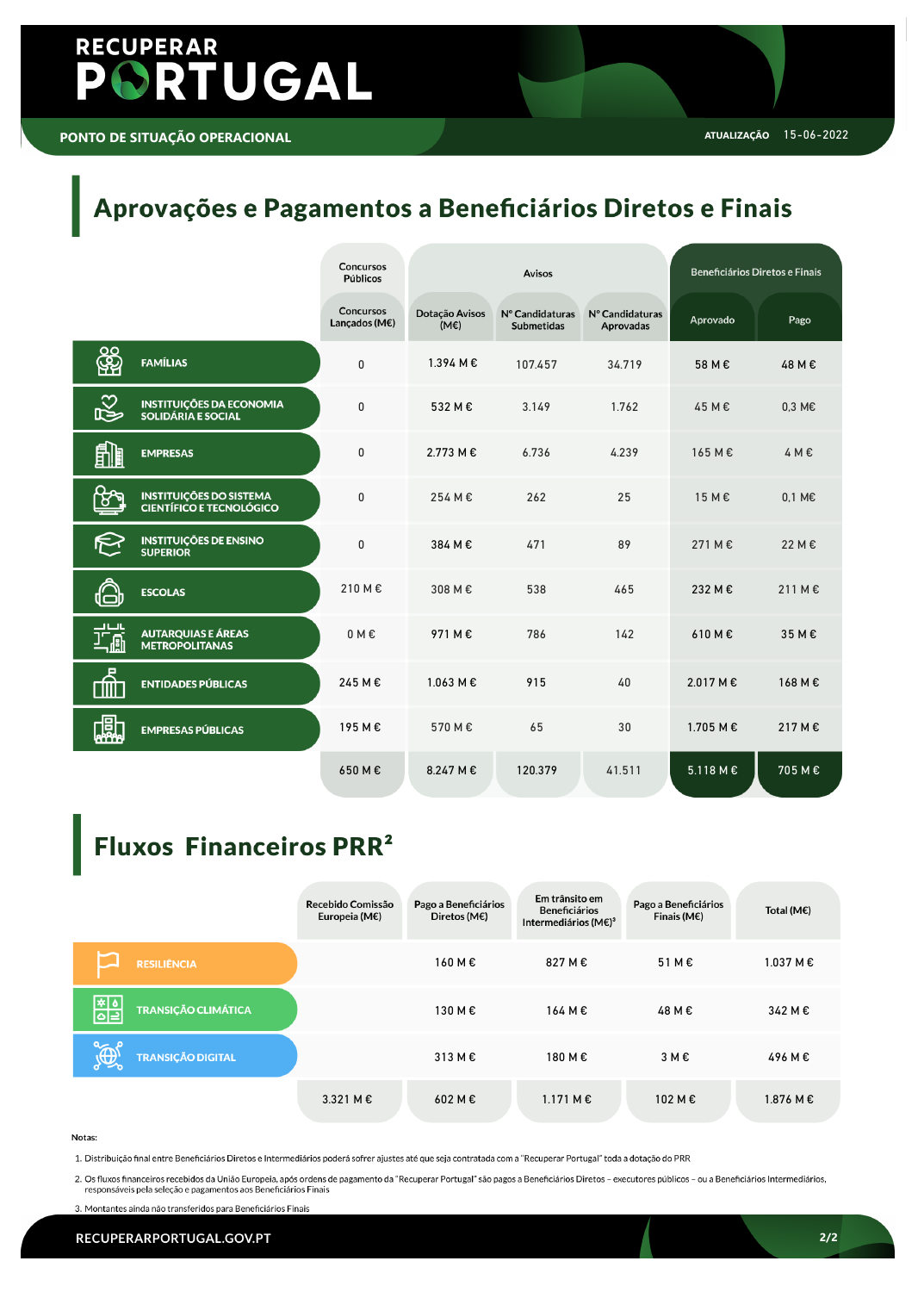# RECUPERAR PORTUGAL

**PONTO DE SITUAÇÃO OPERACIONAL**

**ATUALIZAÇÃO** 15-06-2022

## Aprovações e Pagamentos a Beneficiários Diretos e Finais

| | Concursos Públicos | Avisos | | | Beneficiários Diretos e Finais | |
|---|---|---|---|---|---|---|
| | Concursos Lançados (M€) | Dotação Avisos (M€) | Nº Candidaturas Submetidas | Nº Candidaturas Aprovadas | Aprovado | Pago |
| FAMÍLIAS | 0 | 1.394 M € | 107.457 | 34.719 | 58 M € | 48 M € |
| INSTITUIÇÕES DA ECONOMIA SOLIDÁRIA E SOCIAL | 0 | 532 M € | 3.149 | 1.762 | 45 M € | 0,3 M€ |
| EMPRESAS | 0 | 2.773 M € | 6.736 | 4.239 | 165 M € | 4 M € |
| INSTITUIÇÕES DO SISTEMA CIENTÍFICO E TECNOLÓGICO | 0 | 254 M € | 262 | 25 | 15 M € | 0,1 M€ |
| INSTITUIÇÕES DE ENSINO SUPERIOR | 0 | 384 M € | 471 | 89 | 271 M € | 22 M € |
| ESCOLAS | 210 M € | 308 M € | 538 | 465 | 232 M € | 211 M € |
| AUTARQUIAS E ÁREAS METROPOLITANAS | 0 M € | 971 M € | 786 | 142 | 610 M € | 35 M € |
| ENTIDADES PÚBLICAS | 245 M € | 1.063 M € | 915 | 40 | 2.017 M € | 168 M € |
| EMPRESAS PÚBLICAS | 195 M € | 570 M € | 65 | 30 | 1.705 M € | 217 M € |
| | 650 M € | 8.247 M € | 120.379 | 41.511 | 5.118 M € | 705 M € |

## Fluxos Financeiros PRR[2]

| | Recebido Comissão Europeia (M€) | Pago a Beneficiários Diretos (M€) | Em trânsito em Beneficiários Intermediários (M€)[3] | Pago a Beneficiários Finais (M€) | Total (M€) |
|---|---|---|---|---|---|
| RESILIÊNCIA | | 160 M € | 827 M € | 51 M € | 1.037 M € |
| TRANSIÇÃO CLIMÁTICA | | 130 M € | 164 M € | 48 M € | 342 M € |
| TRANSIÇÃO DIGITAL | | 313 M € | 180 M € | 3 M € | 496 M € |
| | 3.321 M € | 602 M € | 1.171 M € | 102 M € | 1.876 M € |

Notas:

1. Distribuição final entre Beneficiários Diretos e Intermediários poderá sofrer ajustes até que seja contratada com a "Recuperar Portugal" toda a dotação do PRR
2. Os fluxos financeiros recebidos da União Europeia, após ordens de pagamento da "Recuperar Portugal" são pagos a Beneficiários Diretos – executores públicos – ou a Beneficiários Intermediários, responsáveis pela seleção e pagamentos aos Beneficiários Finais
3. Montantes ainda não transferidos para Beneficiários Finais

RECUPERARPORTUGAL.GOV.PT